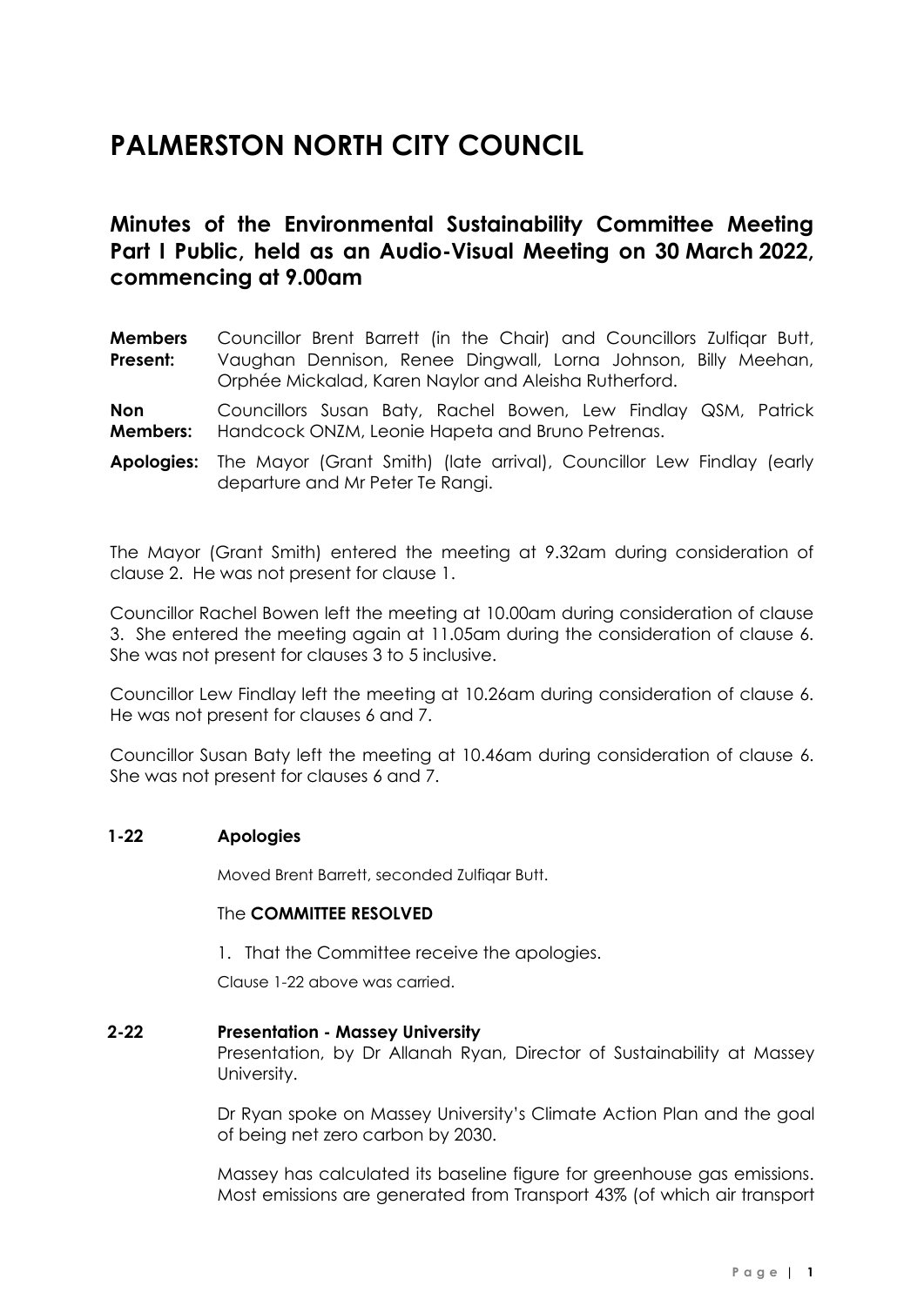# PALMERSTON NORTH CITY COUNCIL

## Minutes of the Environmental Sustainability Committee Meeting Part I Public, held as an Audio-Visual Meeting on 30 March 2022, commencing at 9.00am

**Members Present:** Councillor Brent Barrett (in the Chair) and Councillors Zulfiqar Butt, Vaughan Dennison, Renee Dingwall, Lorna Johnson, Billy Meehan, Orphée Mickalad, Karen Naylor and Aleisha Rutherford.

**Non Members:** Councillors Susan Baty, Rachel Bowen, Lew Findlay QSM, Patrick Handcock ONZM, Leonie Hapeta and Bruno Petrenas.

**Apologies:** The Mayor (Grant Smith) (late arrival), Councillor Lew Findlay (early departure and Mr Peter Te Rangi.

The Mayor (Grant Smith) entered the meeting at 9.32am during consideration of clause 2. He was not present for clause 1.

Councillor Rachel Bowen left the meeting at 10.00am during consideration of clause 3. She entered the meeting again at 11.05am during the consideration of clause 6. She was not present for clauses 3 to 5 inclusive.

Councillor Lew Findlay left the meeting at 10.26am during consideration of clause 6. He was not present for clauses 6 and 7.

Councillor Susan Baty left the meeting at 10.46am during consideration of clause 6. She was not present for clauses 6 and 7.

### 1-22 Apologies

Moved Brent Barrett, seconded Zulfiqar Butt.

The **COMMITTEE RESOLVED**

1. That the Committee receive the apologies.

Clause 1-22 above was carried.

### 2-22 Presentation - Massey University

Presentation, by Dr Allanah Ryan, Director of Sustainability at Massey University.

Dr Ryan spoke on Massey University's Climate Action Plan and the goal of being net zero carbon by 2030.

Massey has calculated its baseline figure for greenhouse gas emissions. Most emissions are generated from Transport 43% (of which air transport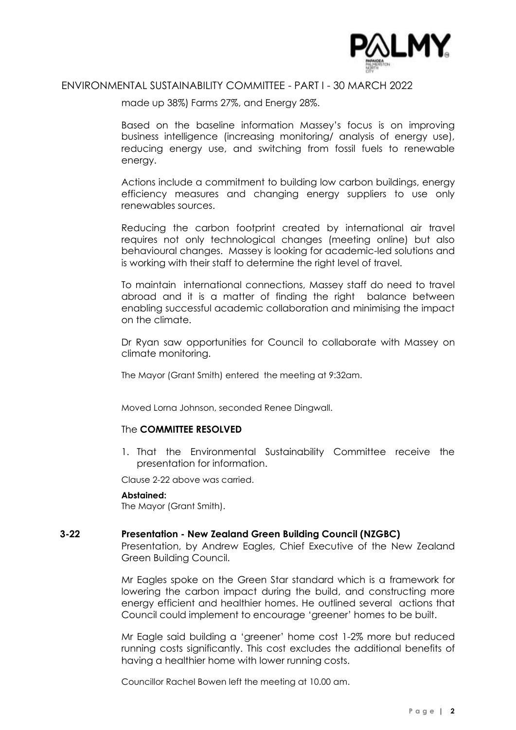made up 38%) Farms 27%, and Energy 28%.

Based on the baseline information Massey's focus is on improving business intelligence (increasing monitoring/ analysis of energy use), reducing energy use, and switching from fossil fuels to renewable energy.

Actions include a commitment to building low carbon buildings, energy efficiency measures and changing energy suppliers to use only renewables sources.

Reducing the carbon footprint created by international air travel requires not only technological changes (meeting online) but also behavioural changes. Massey is looking for academic-led solutions and is working with their staff to determine the right level of travel.

To maintain international connections, Massey staff do need to travel abroad and it is a matter of finding the right balance between enabling successful academic collaboration and minimising the impact on the climate.

Dr Ryan saw opportunities for Council to collaborate with Massey on climate monitoring.

The Mayor (Grant Smith) entered the meeting at 9:32am.

Moved Lorna Johnson, seconded Renee Dingwall.

The **COMMITTEE RESOLVED**

1. That the Environmental Sustainability Committee receive the presentation for information.

Clause 2-22 above was carried.

**Abstained:**
The Mayor (Grant Smith).

## 3-22 Presentation - New Zealand Green Building Council (NZGBC)

Presentation, by Andrew Eagles, Chief Executive of the New Zealand Green Building Council.

Mr Eagles spoke on the Green Star standard which is a framework for lowering the carbon impact during the build, and constructing more energy efficient and healthier homes. He outlined several actions that Council could implement to encourage 'greener' homes to be built.

Mr Eagle said building a 'greener' home cost 1-2% more but reduced running costs significantly. This cost excludes the additional benefits of having a healthier home with lower running costs.

Councillor Rachel Bowen left the meeting at 10.00 am.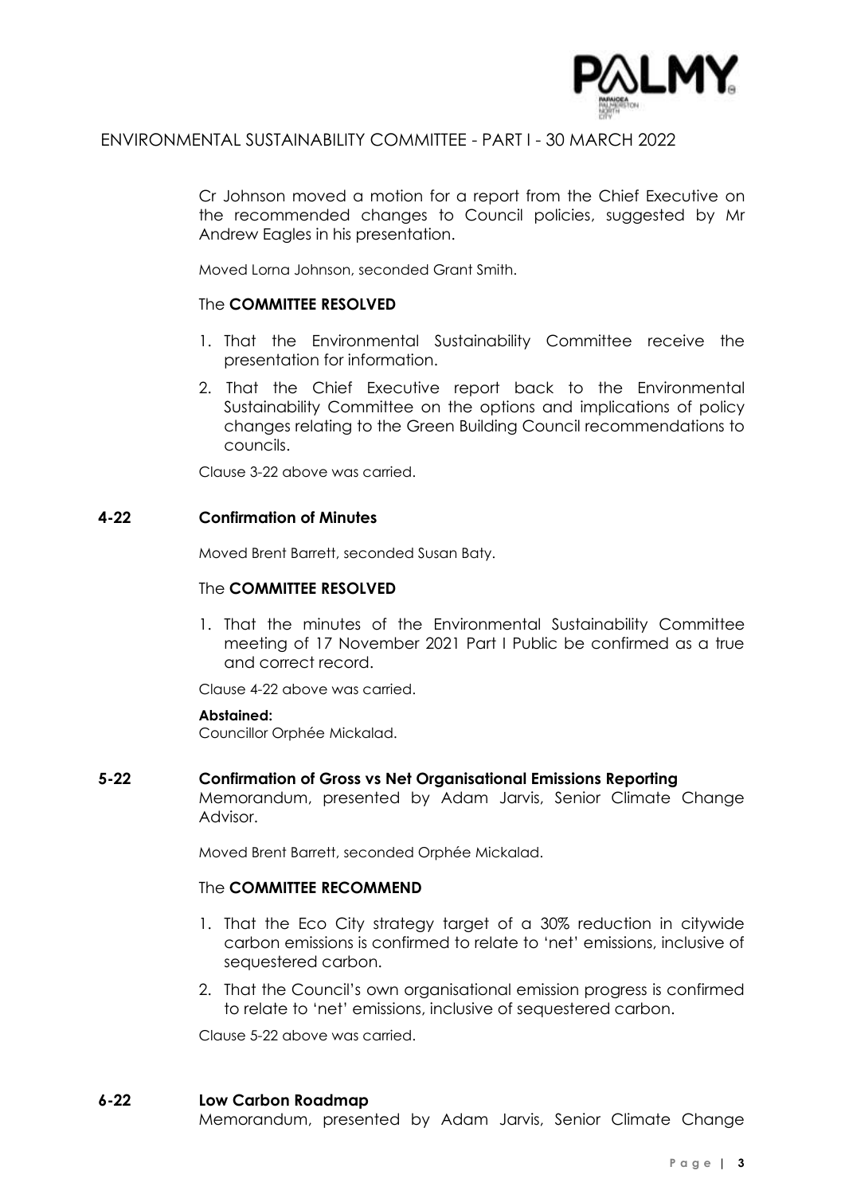Cr Johnson moved a motion for a report from the Chief Executive on the recommended changes to Council policies, suggested by Mr Andrew Eagles in his presentation.

Moved Lorna Johnson, seconded Grant Smith.

The **COMMITTEE RESOLVED**

1. That the Environmental Sustainability Committee receive the presentation for information.
2. That the Chief Executive report back to the Environmental Sustainability Committee on the options and implications of policy changes relating to the Green Building Council recommendations to councils.

Clause 3-22 above was carried.

### 4-22 Confirmation of Minutes

Moved Brent Barrett, seconded Susan Baty.

The **COMMITTEE RESOLVED**

1. That the minutes of the Environmental Sustainability Committee meeting of 17 November 2021 Part I Public be confirmed as a true and correct record.

Clause 4-22 above was carried.

**Abstained:**
Councillor Orphée Mickalad.

### 5-22 Confirmation of Gross vs Net Organisational Emissions Reporting

Memorandum, presented by Adam Jarvis, Senior Climate Change Advisor.

Moved Brent Barrett, seconded Orphée Mickalad.

The **COMMITTEE RECOMMEND**

1. That the Eco City strategy target of a 30% reduction in citywide carbon emissions is confirmed to relate to 'net' emissions, inclusive of sequestered carbon.
2. That the Council's own organisational emission progress is confirmed to relate to 'net' emissions, inclusive of sequestered carbon.

Clause 5-22 above was carried.

### 6-22 Low Carbon Roadmap

Memorandum, presented by Adam Jarvis, Senior Climate Change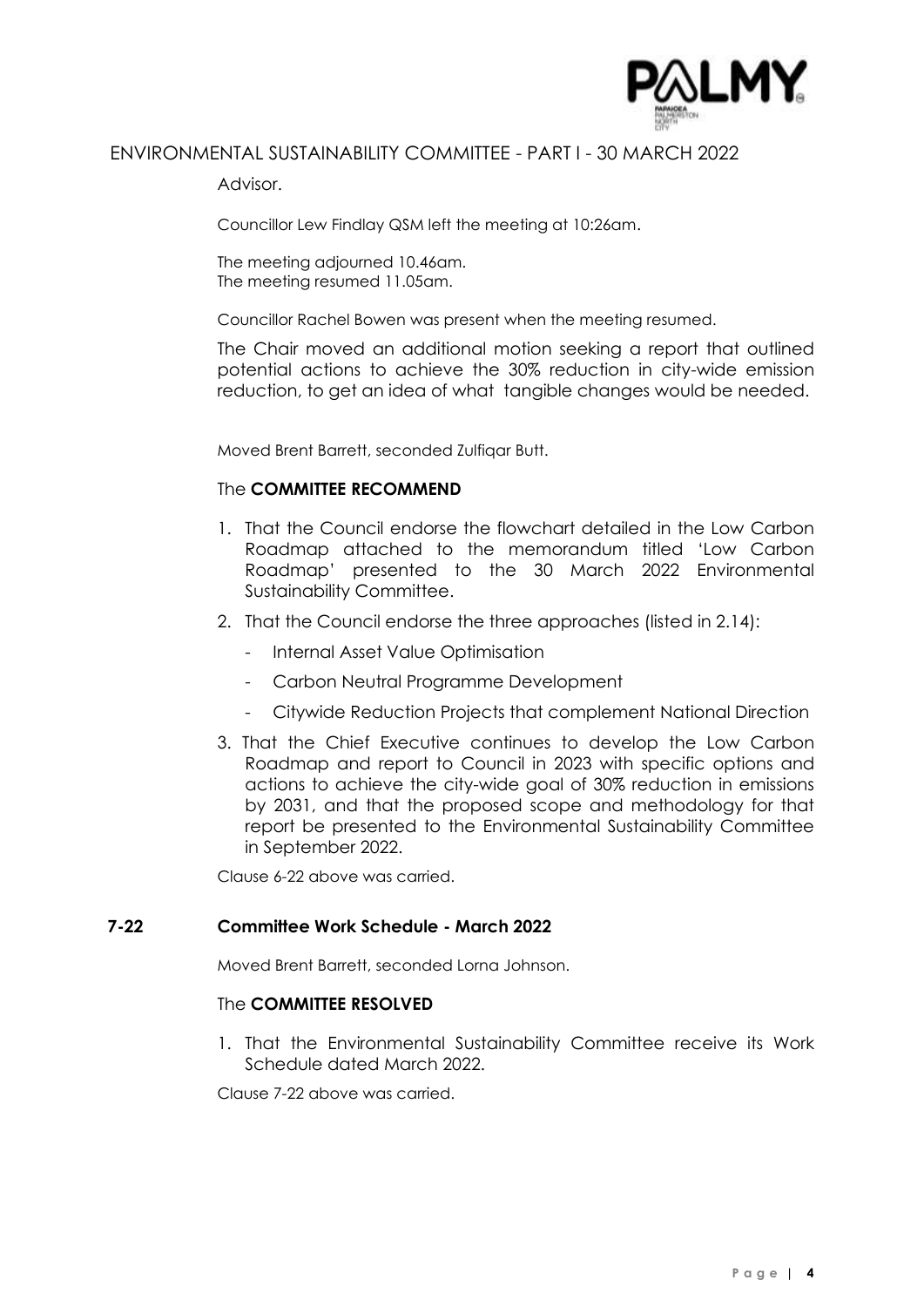Advisor.

Councillor Lew Findlay QSM left the meeting at 10:26am.

The meeting adjourned 10.46am.
The meeting resumed 11.05am.

Councillor Rachel Bowen was present when the meeting resumed.

The Chair moved an additional motion seeking a report that outlined potential actions to achieve the 30% reduction in city-wide emission reduction, to get an idea of what tangible changes would be needed.

Moved Brent Barrett, seconded Zulfiqar Butt.

The **COMMITTEE RECOMMEND**

1. That the Council endorse the flowchart detailed in the Low Carbon Roadmap attached to the memorandum titled 'Low Carbon Roadmap' presented to the 30 March 2022 Environmental Sustainability Committee.
2. That the Council endorse the three approaches (listed in 2.14):
   - Internal Asset Value Optimisation
   - Carbon Neutral Programme Development
   - Citywide Reduction Projects that complement National Direction
3. That the Chief Executive continues to develop the Low Carbon Roadmap and report to Council in 2023 with specific options and actions to achieve the city-wide goal of 30% reduction in emissions by 2031, and that the proposed scope and methodology for that report be presented to the Environmental Sustainability Committee in September 2022.

Clause 6-22 above was carried.

## 7-22 Committee Work Schedule - March 2022

Moved Brent Barrett, seconded Lorna Johnson.

The **COMMITTEE RESOLVED**

1. That the Environmental Sustainability Committee receive its Work Schedule dated March 2022.

Clause 7-22 above was carried.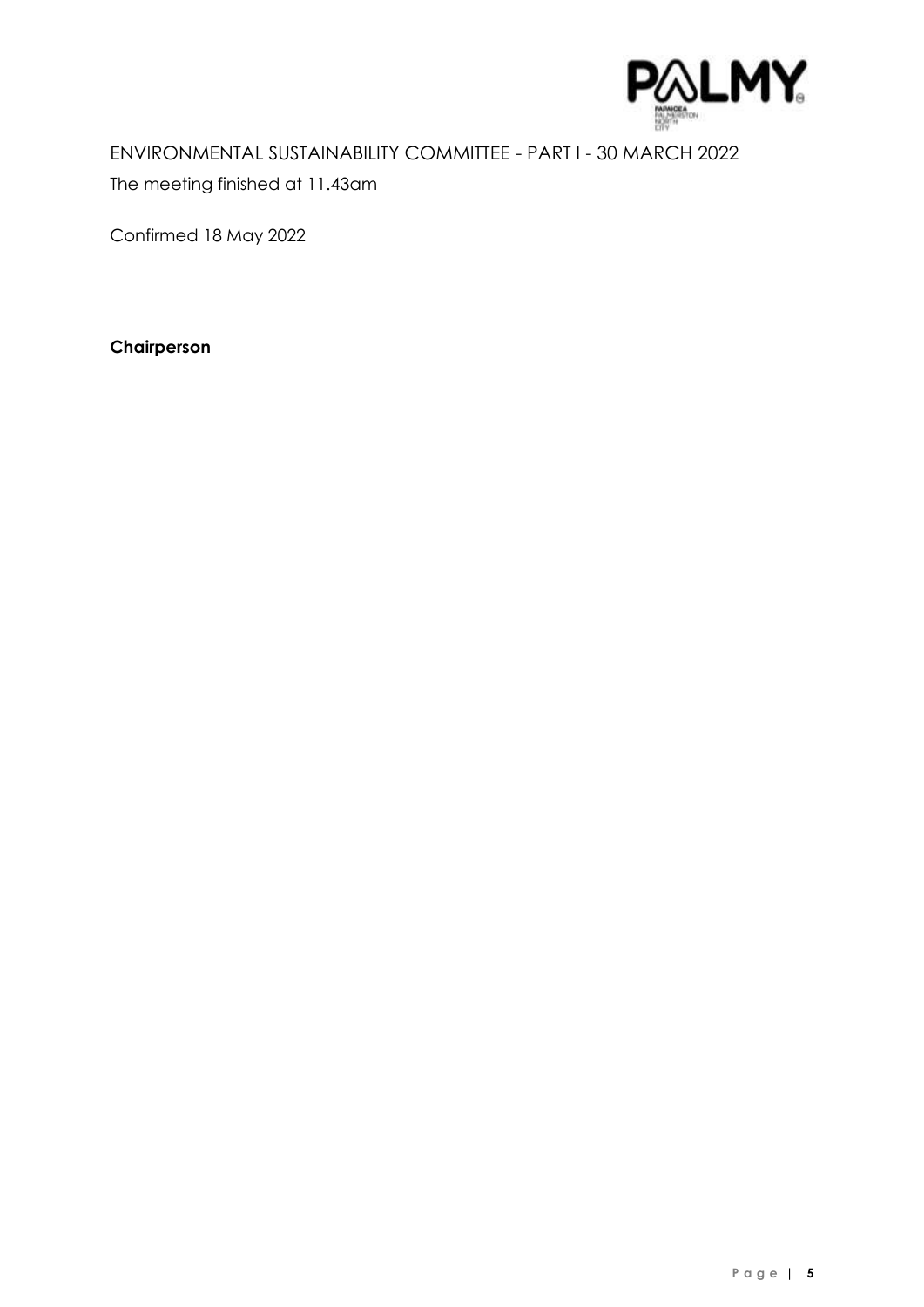ENVIRONMENTAL SUSTAINABILITY COMMITTEE - PART I - 30 MARCH 2022

The meeting finished at 11.43am

Confirmed 18 May 2022

**Chairperson**